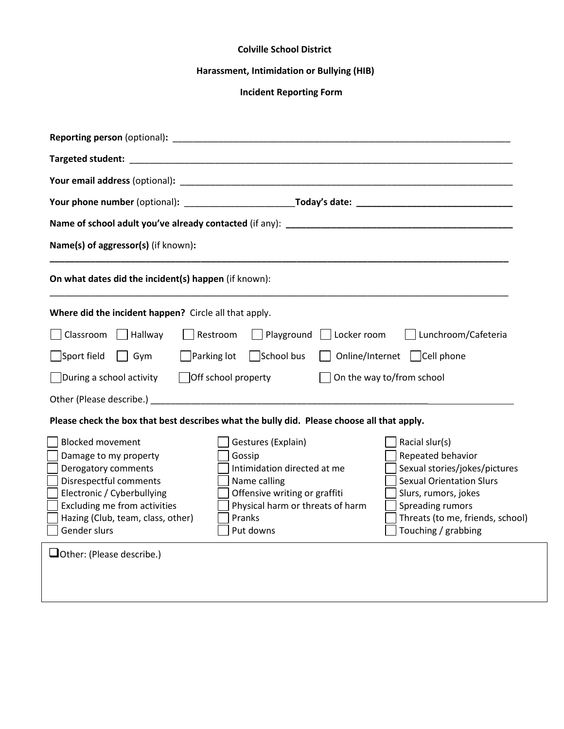**Colville School District**

**Harassment, Intimidation or Bullying (HIB)**

**Incident Reporting Form**

**Reporting person** (optional)**:** ______________________________________________________________________

**Targeted student:** ______________________________________________________________________________

**Your email address** (optional)**:** ____________________________________________________________________

**Your phone number** (optional)**:** ______________________ **Today's date:** ________________________________

**Name of school adult you've already contacted** (if any): ______________________________________________

**Name(s) of aggressor(s)** (if known)**:**

**_____________________________________________________________________________________________**

**On what dates did the incident(s) happen** (if known):

_____________________________________________________________________________________________

**Where did the incident happen?** Circle all that apply.

☐ Classroom ☐ Hallway ☐ Restroom ☐ Playground ☐ Locker room ☐ Lunchroom/Cafeteria

☐ Sport field ☐ Gym ☐ Parking lot ☐ School bus ☐ Online/Internet ☐ Cell phone

☐ During a school activity ☐ Off school property ☐ On the way to/from school

Other (Please describe.) ___________________________________________________________________________

**Please check the box that best describes what the bully did. Please choose all that apply.**

☐ Blocked movement
☐ Damage to my property
☐ Derogatory comments
☐ Disrespectful comments
☐ Electronic / Cyberbullying
☐ Excluding me from activities
☐ Hazing (Club, team, class, other)
☐ Gender slurs
☐ Gestures (Explain)
☐ Gossip
☐ Intimidation directed at me
☐ Name calling
☐ Offensive writing or graffiti
☐ Physical harm or threats of harm
☐ Pranks
☐ Put downs
☐ Racial slur(s)
☐ Repeated behavior
☐ Sexual stories/jokes/pictures
☐ Sexual Orientation Slurs
☐ Slurs, rumors, jokes
☐ Spreading rumors
☐ Threats (to me, friends, school)
☐ Touching / grabbing

☐ Other: (Please describe.)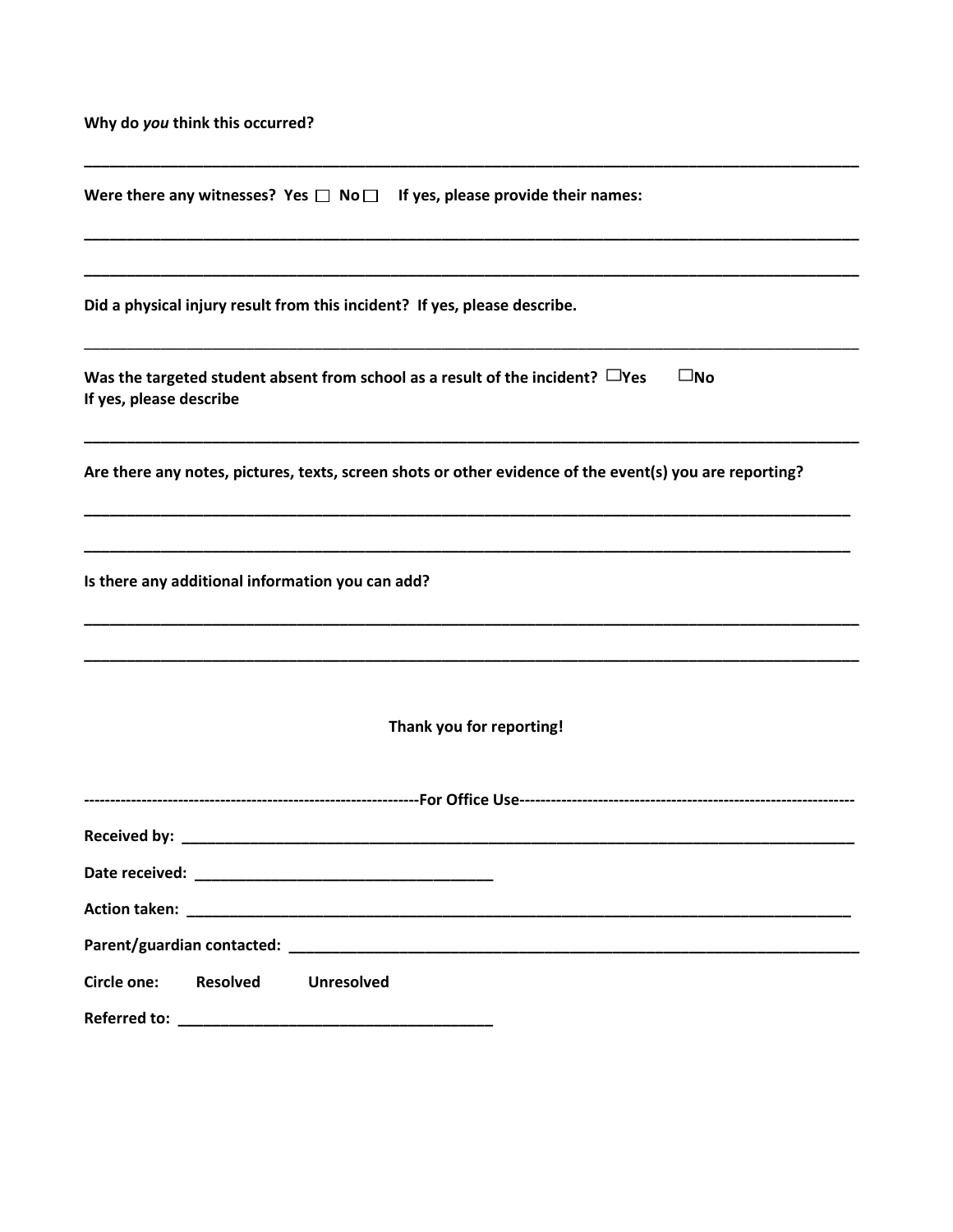**Why do *you* think this occurred?**

______________________________________________________________________________

**Were there any witnesses? Yes ☐ No ☐ If yes, please provide their names:**

______________________________________________________________________________

______________________________________________________________________________

**Did a physical injury result from this incident? If yes, please describe.**

______________________________________________________________________________

**Was the targeted student absent from school as a result of the incident? ☐Yes ☐No**
**If yes, please describe**

______________________________________________________________________________

**Are there any notes, pictures, texts, screen shots or other evidence of the event(s) you are reporting?**

______________________________________________________________________________

______________________________________________________________________________

**Is there any additional information you can add?**

______________________________________________________________________________

______________________________________________________________________________

**Thank you for reporting!**

----------------------------------------------------------------**For Office Use**----------------------------------------------------------------

**Received by:** ______________________________________________________________

**Date received:** ___________________________________

**Action taken:** _____________________________________________________________

**Parent/guardian contacted:** __________________________________________________

**Circle one: Resolved Unresolved**

**Referred to:** ______________________________________